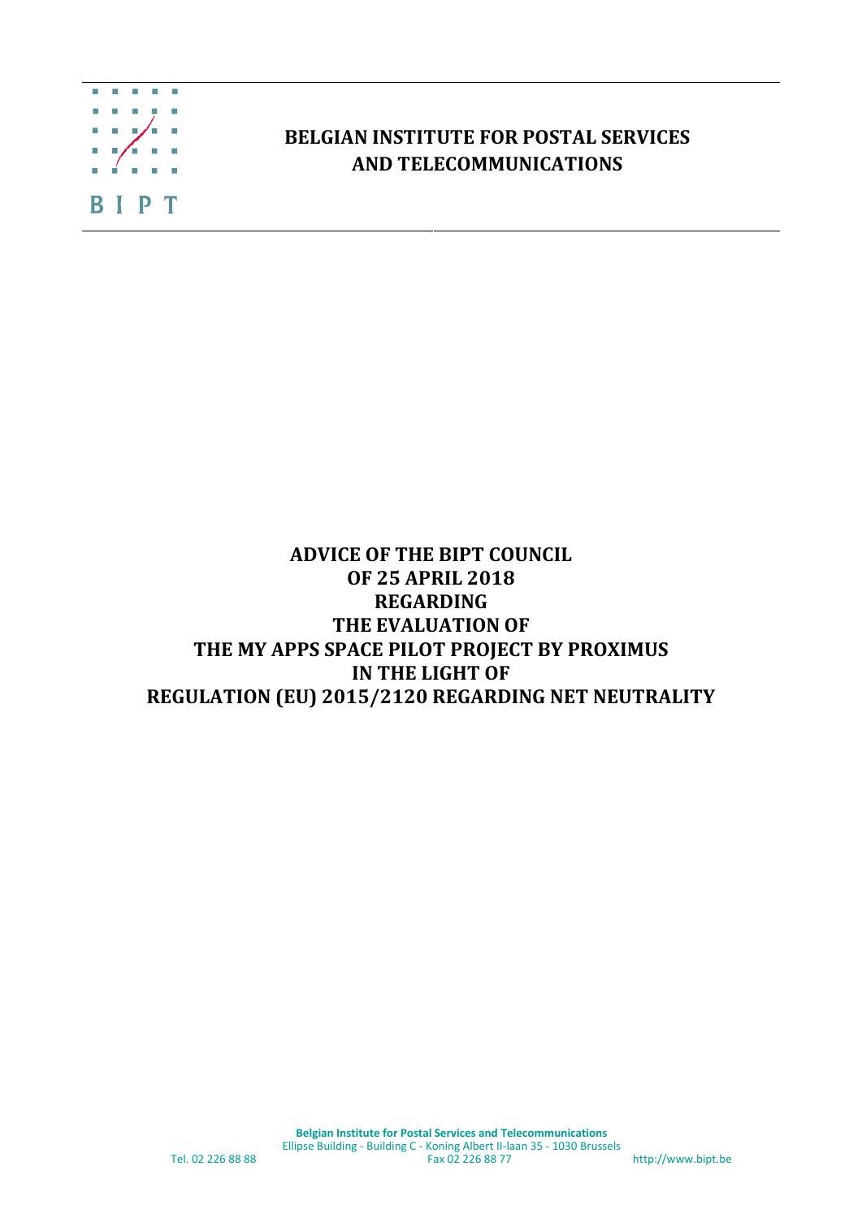**BELGIAN INSTITUTE FOR POSTAL SERVICES AND TELECOMMUNICATIONS**

# ADVICE OF THE BIPT COUNCIL OF 25 APRIL 2018 REGARDING THE EVALUATION OF THE MY APPS SPACE PILOT PROJECT BY PROXIMUS IN THE LIGHT OF REGULATION (EU) 2015/2120 REGARDING NET NEUTRALITY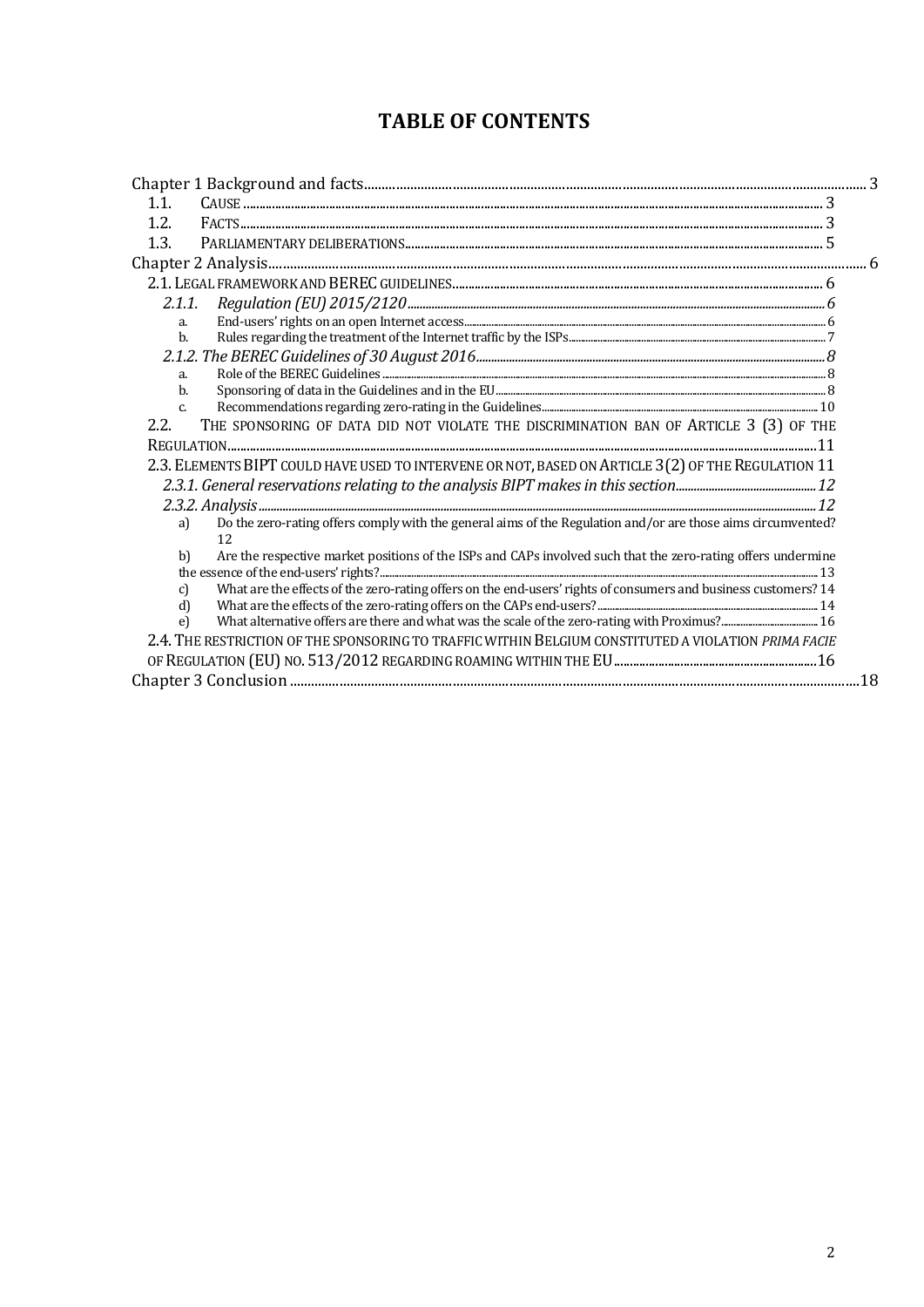# TABLE OF CONTENTS

Chapter 1 Background and facts ..... 3
- 1.1. CAUSE ..... 3
- 1.2. FACTS ..... 3
- 1.3. PARLIAMENTARY DELIBERATIONS ..... 5

Chapter 2 Analysis ..... 6
- 2.1. LEGAL FRAMEWORK AND BEREC GUIDELINES ..... 6
  - *2.1.1. Regulation (EU) 2015/2120* ..... 6
    - a. End-users' rights on an open Internet access ..... 6
    - b. Rules regarding the treatment of the Internet traffic by the ISPs ..... 7
  - *2.1.2. The BEREC Guidelines of 30 August 2016* ..... 8
    - a. Role of the BEREC Guidelines ..... 8
    - b. Sponsoring of data in the Guidelines and in the EU ..... 8
    - c. Recommendations regarding zero-rating in the Guidelines ..... 10
- 2.2. THE SPONSORING OF DATA DID NOT VIOLATE THE DISCRIMINATION BAN OF ARTICLE 3 (3) OF THE REGULATION ..... 11
- 2.3. ELEMENTS BIPT COULD HAVE USED TO INTERVENE OR NOT, BASED ON ARTICLE 3(2) OF THE REGULATION ..... 11
  - *2.3.1. General reservations relating to the analysis BIPT makes in this section* ..... 12
  - *2.3.2. Analysis* ..... 12
    - a) Do the zero-rating offers comply with the general aims of the Regulation and/or are those aims circumvented? ..... 12
    - b) Are the respective market positions of the ISPs and CAPs involved such that the zero-rating offers undermine the essence of the end-users' rights? ..... 13
    - c) What are the effects of the zero-rating offers on the end-users' rights of consumers and business customers? ..... 14
    - d) What are the effects of the zero-rating offers on the CAPs end-users? ..... 14
    - e) What alternative offers are there and what was the scale of the zero-rating with Proximus? ..... 16
- 2.4. THE RESTRICTION OF THE SPONSORING TO TRAFFIC WITHIN BELGIUM CONSTITUTED A VIOLATION *PRIMA FACIE* OF REGULATION (EU) NO. 513/2012 REGARDING ROAMING WITHIN THE EU ..... 16

Chapter 3 Conclusion ..... 18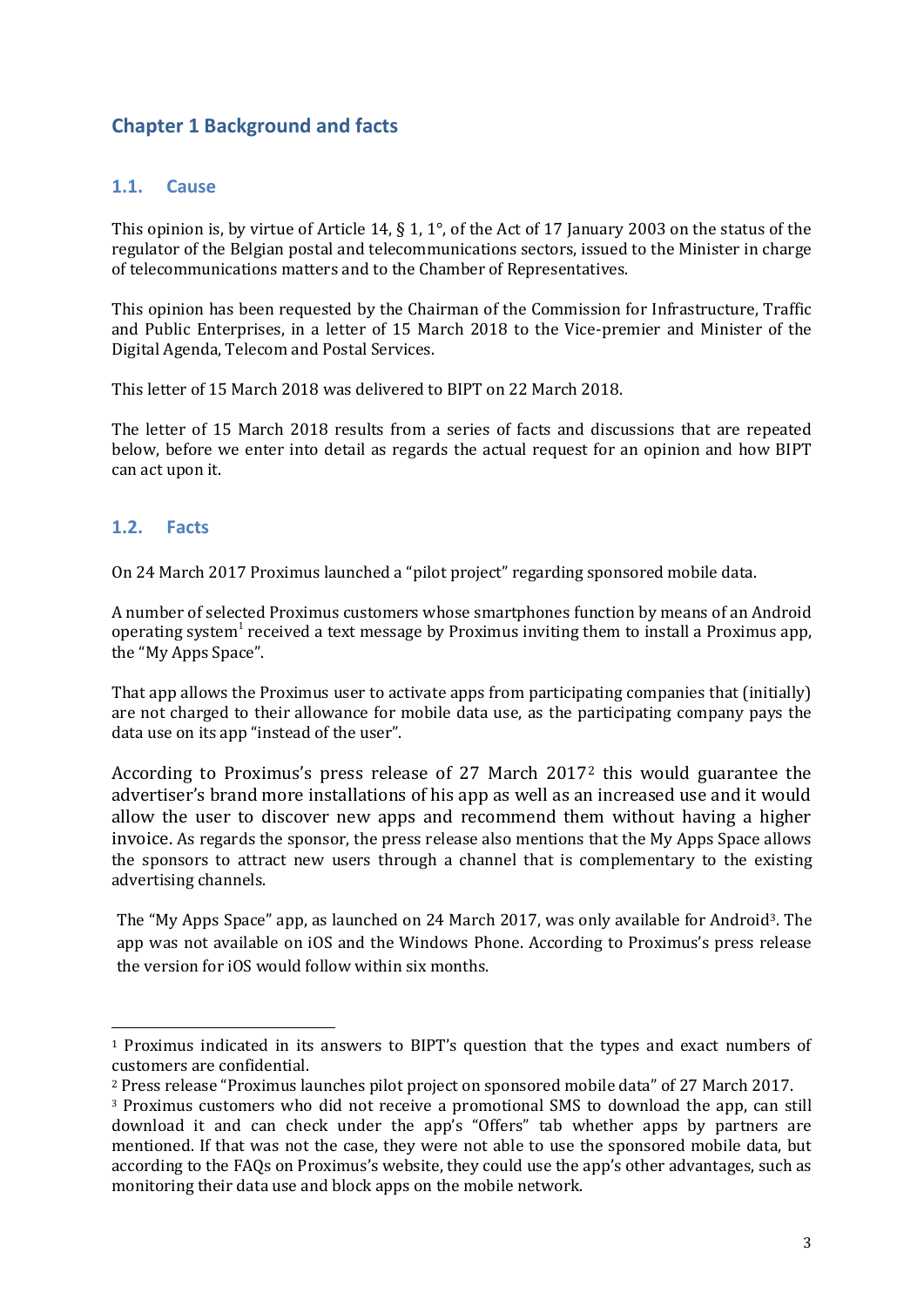# Chapter 1 Background and facts

## 1.1. Cause

This opinion is, by virtue of Article 14, § 1, 1°, of the Act of 17 January 2003 on the status of the regulator of the Belgian postal and telecommunications sectors, issued to the Minister in charge of telecommunications matters and to the Chamber of Representatives.

This opinion has been requested by the Chairman of the Commission for Infrastructure, Traffic and Public Enterprises, in a letter of 15 March 2018 to the Vice-premier and Minister of the Digital Agenda, Telecom and Postal Services.

This letter of 15 March 2018 was delivered to BIPT on 22 March 2018.

The letter of 15 March 2018 results from a series of facts and discussions that are repeated below, before we enter into detail as regards the actual request for an opinion and how BIPT can act upon it.

## 1.2. Facts

On 24 March 2017 Proximus launched a "pilot project" regarding sponsored mobile data.

A number of selected Proximus customers whose smartphones function by means of an Android operating system[1] received a text message by Proximus inviting them to install a Proximus app, the "My Apps Space".

That app allows the Proximus user to activate apps from participating companies that (initially) are not charged to their allowance for mobile data use, as the participating company pays the data use on its app "instead of the user".

According to Proximus's press release of 27 March 2017[2] this would guarantee the advertiser's brand more installations of his app as well as an increased use and it would allow the user to discover new apps and recommend them without having a higher invoice. As regards the sponsor, the press release also mentions that the My Apps Space allows the sponsors to attract new users through a channel that is complementary to the existing advertising channels.

The "My Apps Space" app, as launched on 24 March 2017, was only available for Android[3]. The app was not available on iOS and the Windows Phone. According to Proximus's press release the version for iOS would follow within six months.

---

[1] Proximus indicated in its answers to BIPT's question that the types and exact numbers of customers are confidential.

[2] Press release "Proximus launches pilot project on sponsored mobile data" of 27 March 2017.

[3] Proximus customers who did not receive a promotional SMS to download the app, can still download it and can check under the app's "Offers" tab whether apps by partners are mentioned. If that was not the case, they were not able to use the sponsored mobile data, but according to the FAQs on Proximus's website, they could use the app's other advantages, such as monitoring their data use and block apps on the mobile network.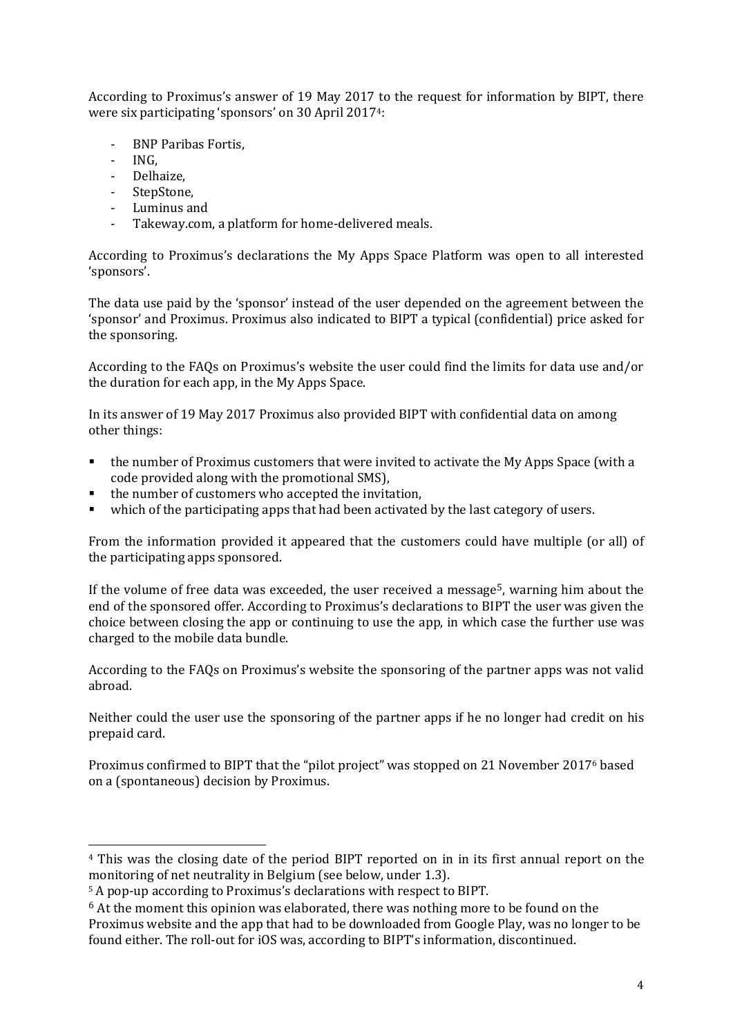According to Proximus's answer of 19 May 2017 to the request for information by BIPT, there were six participating 'sponsors' on 30 April 2017[4]:

- BNP Paribas Fortis,
- ING,
- Delhaize,
- StepStone,
- Luminus and
- Takeway.com, a platform for home-delivered meals.

According to Proximus's declarations the My Apps Space Platform was open to all interested 'sponsors'.

The data use paid by the 'sponsor' instead of the user depended on the agreement between the 'sponsor' and Proximus. Proximus also indicated to BIPT a typical (confidential) price asked for the sponsoring.

According to the FAQs on Proximus's website the user could find the limits for data use and/or the duration for each app, in the My Apps Space.

In its answer of 19 May 2017 Proximus also provided BIPT with confidential data on among other things:

- the number of Proximus customers that were invited to activate the My Apps Space (with a code provided along with the promotional SMS),
- the number of customers who accepted the invitation,
- which of the participating apps that had been activated by the last category of users.

From the information provided it appeared that the customers could have multiple (or all) of the participating apps sponsored.

If the volume of free data was exceeded, the user received a message[5], warning him about the end of the sponsored offer. According to Proximus's declarations to BIPT the user was given the choice between closing the app or continuing to use the app, in which case the further use was charged to the mobile data bundle.

According to the FAQs on Proximus's website the sponsoring of the partner apps was not valid abroad.

Neither could the user use the sponsoring of the partner apps if he no longer had credit on his prepaid card.

Proximus confirmed to BIPT that the "pilot project" was stopped on 21 November 2017[6] based on a (spontaneous) decision by Proximus.

---

[4] This was the closing date of the period BIPT reported on in in its first annual report on the monitoring of net neutrality in Belgium (see below, under 1.3).

[5] A pop-up according to Proximus's declarations with respect to BIPT.

[6] At the moment this opinion was elaborated, there was nothing more to be found on the Proximus website and the app that had to be downloaded from Google Play, was no longer to be found either. The roll-out for iOS was, according to BIPT's information, discontinued.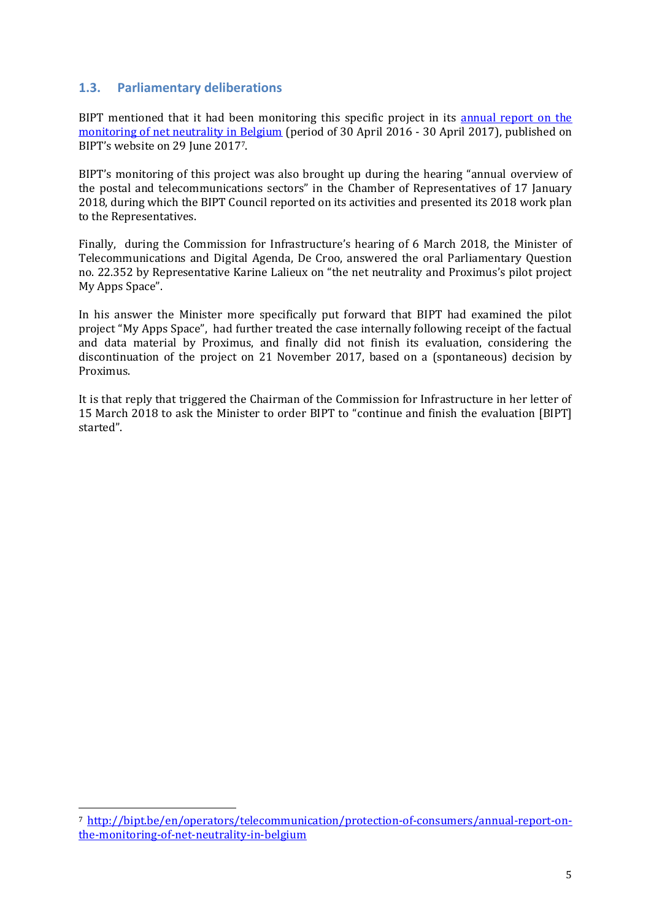### 1.3. Parliamentary deliberations

BIPT mentioned that it had been monitoring this specific project in its [annual report on the monitoring of net neutrality in Belgium](http://bipt.be/en/operators/telecommunication/protection-of-consumers/annual-report-on-the-monitoring-of-net-neutrality-in-belgium) (period of 30 April 2016 - 30 April 2017), published on BIPT's website on 29 June 2017[7].

BIPT's monitoring of this project was also brought up during the hearing "annual overview of the postal and telecommunications sectors" in the Chamber of Representatives of 17 January 2018, during which the BIPT Council reported on its activities and presented its 2018 work plan to the Representatives.

Finally, during the Commission for Infrastructure's hearing of 6 March 2018, the Minister of Telecommunications and Digital Agenda, De Croo, answered the oral Parliamentary Question no. 22.352 by Representative Karine Lalieux on "the net neutrality and Proximus's pilot project My Apps Space".

In his answer the Minister more specifically put forward that BIPT had examined the pilot project "My Apps Space", had further treated the case internally following receipt of the factual and data material by Proximus, and finally did not finish its evaluation, considering the discontinuation of the project on 21 November 2017, based on a (spontaneous) decision by Proximus.

It is that reply that triggered the Chairman of the Commission for Infrastructure in her letter of 15 March 2018 to ask the Minister to order BIPT to "continue and finish the evaluation [BIPT] started".

---

[7] http://bipt.be/en/operators/telecommunication/protection-of-consumers/annual-report-on-the-monitoring-of-net-neutrality-in-belgium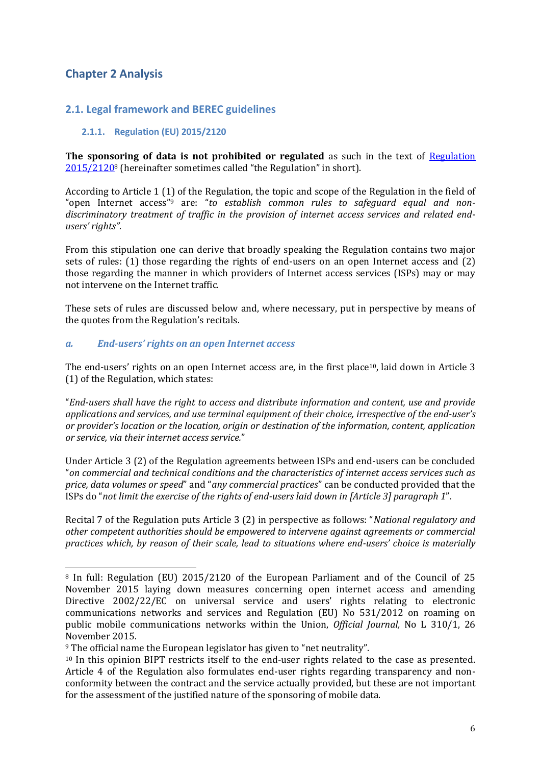# Chapter 2 Analysis

## 2.1. Legal framework and BEREC guidelines

### 2.1.1. Regulation (EU) 2015/2120

**The sponsoring of data is not prohibited or regulated** as such in the text of Regulation 2015/2120[8] (hereinafter sometimes called "the Regulation" in short).

According to Article 1 (1) of the Regulation, the topic and scope of the Regulation in the field of "open Internet access"[9] are: "*to establish common rules to safeguard equal and non-discriminatory treatment of traffic in the provision of internet access services and related end-users' rights".*

From this stipulation one can derive that broadly speaking the Regulation contains two major sets of rules: (1) those regarding the rights of end-users on an open Internet access and (2) those regarding the manner in which providers of Internet access services (ISPs) may or may not intervene on the Internet traffic.

These sets of rules are discussed below and, where necessary, put in perspective by means of the quotes from the Regulation's recitals.

#### *a. End-users' rights on an open Internet access*

The end-users' rights on an open Internet access are, in the first place[10], laid down in Article 3 (1) of the Regulation, which states:

"*End-users shall have the right to access and distribute information and content, use and provide applications and services, and use terminal equipment of their choice, irrespective of the end-user's or provider's location or the location, origin or destination of the information, content, application or service, via their internet access service.*"

Under Article 3 (2) of the Regulation agreements between ISPs and end-users can be concluded "*on commercial and technical conditions and the characteristics of internet access services such as price, data volumes or speed*" and "*any commercial practices*" can be conducted provided that the ISPs do "*not limit the exercise of the rights of end-users laid down in [Article 3] paragraph 1*".

Recital 7 of the Regulation puts Article 3 (2) in perspective as follows: "*National regulatory and other competent authorities should be empowered to intervene against agreements or commercial practices which, by reason of their scale, lead to situations where end-users' choice is materially*

---

[8] In full: Regulation (EU) 2015/2120 of the European Parliament and of the Council of 25 November 2015 laying down measures concerning open internet access and amending Directive 2002/22/EC on universal service and users' rights relating to electronic communications networks and services and Regulation (EU) No 531/2012 on roaming on public mobile communications networks within the Union, *Official Journal*, No L 310/1, 26 November 2015.

[9] The official name the European legislator has given to "net neutrality".

[10] In this opinion BIPT restricts itself to the end-user rights related to the case as presented. Article 4 of the Regulation also formulates end-user rights regarding transparency and non-conformity between the contract and the service actually provided, but these are not important for the assessment of the justified nature of the sponsoring of mobile data.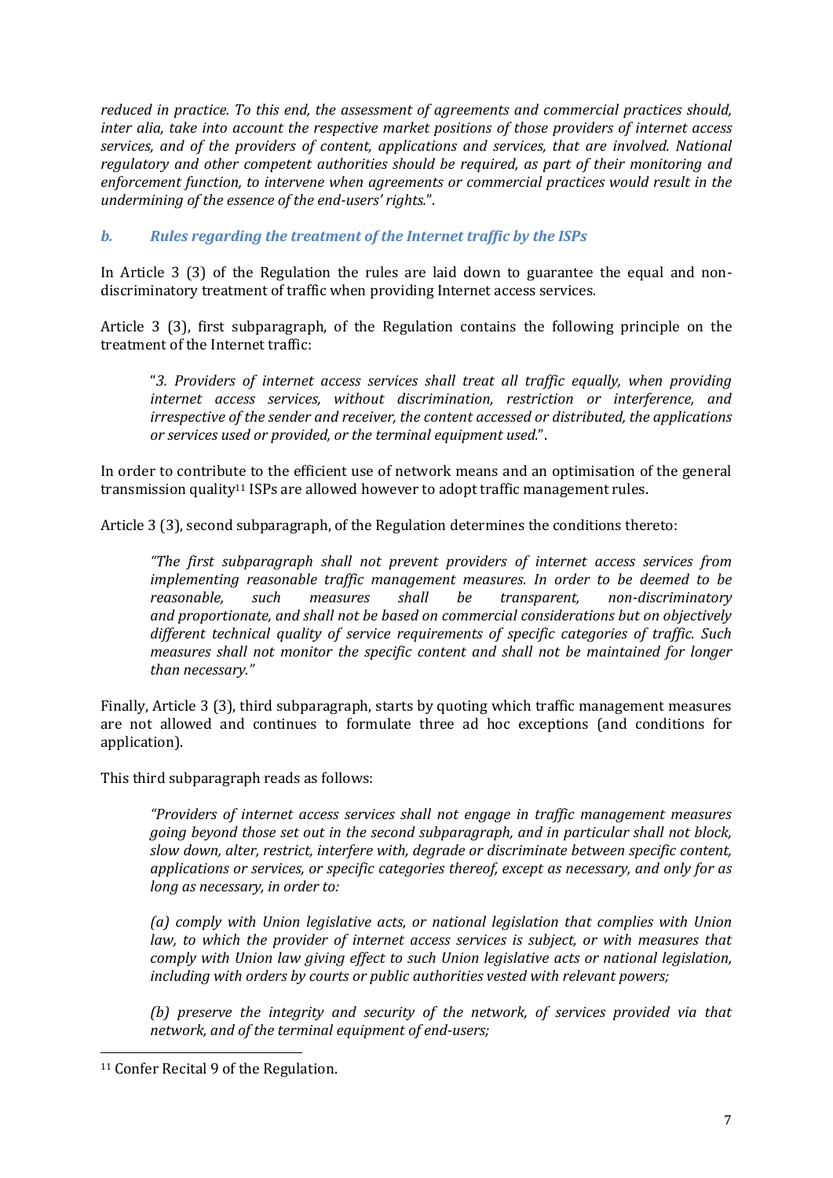*reduced in practice. To this end, the assessment of agreements and commercial practices should, inter alia, take into account the respective market positions of those providers of internet access services, and of the providers of content, applications and services, that are involved. National regulatory and other competent authorities should be required, as part of their monitoring and enforcement function, to intervene when agreements or commercial practices would result in the undermining of the essence of the end-users' rights.*".

### *b. Rules regarding the treatment of the Internet traffic by the ISPs*

In Article 3 (3) of the Regulation the rules are laid down to guarantee the equal and non-discriminatory treatment of traffic when providing Internet access services.

Article 3 (3), first subparagraph, of the Regulation contains the following principle on the treatment of the Internet traffic:

> "*3. Providers of internet access services shall treat all traffic equally, when providing internet access services, without discrimination, restriction or interference, and irrespective of the sender and receiver, the content accessed or distributed, the applications or services used or provided, or the terminal equipment used.*".

In order to contribute to the efficient use of network means and an optimisation of the general transmission quality[11] ISPs are allowed however to adopt traffic management rules.

Article 3 (3), second subparagraph, of the Regulation determines the conditions thereto:

> *"The first subparagraph shall not prevent providers of internet access services from implementing reasonable traffic management measures. In order to be deemed to be reasonable, such measures shall be transparent, non-discriminatory and proportionate, and shall not be based on commercial considerations but on objectively different technical quality of service requirements of specific categories of traffic. Such measures shall not monitor the specific content and shall not be maintained for longer than necessary."*

Finally, Article 3 (3), third subparagraph, starts by quoting which traffic management measures are not allowed and continues to formulate three ad hoc exceptions (and conditions for application).

This third subparagraph reads as follows:

> *"Providers of internet access services shall not engage in traffic management measures going beyond those set out in the second subparagraph, and in particular shall not block, slow down, alter, restrict, interfere with, degrade or discriminate between specific content, applications or services, or specific categories thereof, except as necessary, and only for as long as necessary, in order to:*
>
> *(a) comply with Union legislative acts, or national legislation that complies with Union law, to which the provider of internet access services is subject, or with measures that comply with Union law giving effect to such Union legislative acts or national legislation, including with orders by courts or public authorities vested with relevant powers;*
>
> *(b) preserve the integrity and security of the network, of services provided via that network, and of the terminal equipment of end-users;*

---

[11] Confer Recital 9 of the Regulation.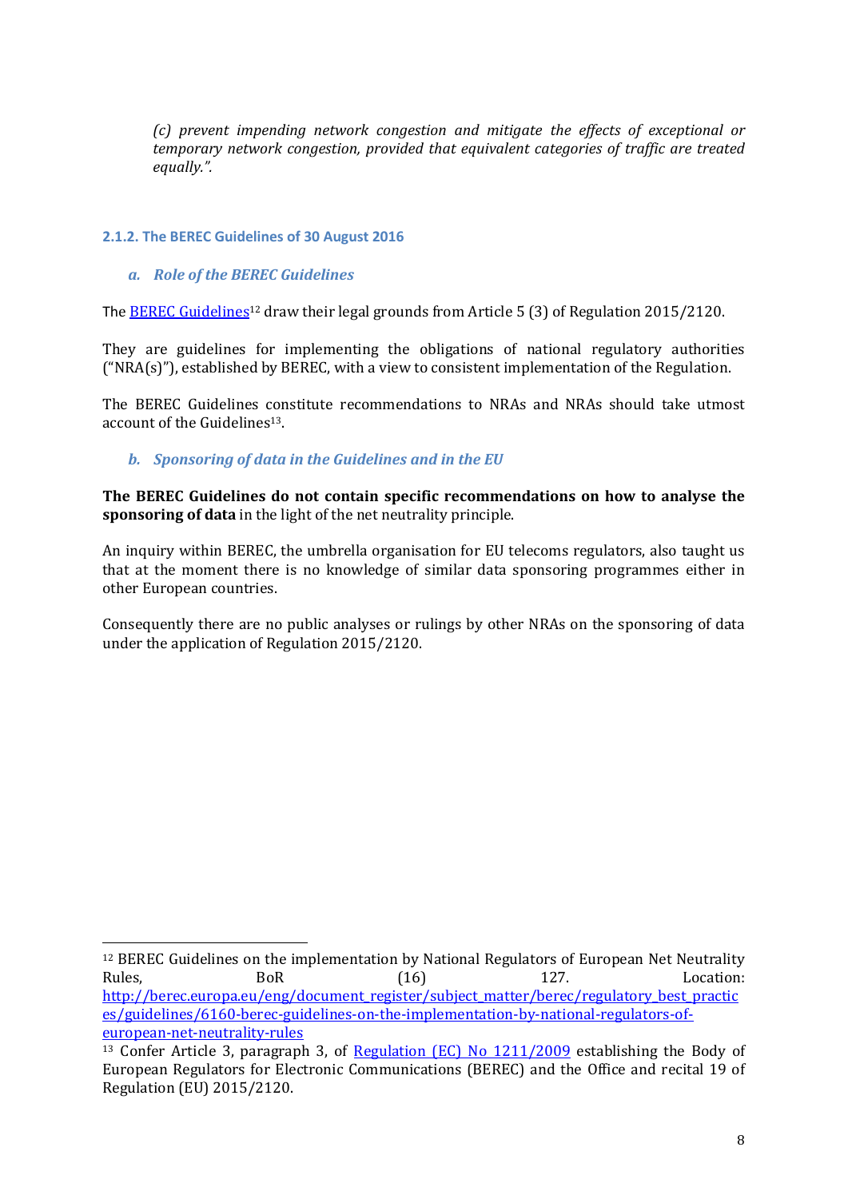*(c) prevent impending network congestion and mitigate the effects of exceptional or temporary network congestion, provided that equivalent categories of traffic are treated equally.".*

#### 2.1.2. The BEREC Guidelines of 30 August 2016

##### *a. Role of the BEREC Guidelines*

The [BEREC Guidelines](http://berec.europa.eu/eng/document_register/subject_matter/berec/regulatory_best_practices/guidelines/6160-berec-guidelines-on-the-implementation-by-national-regulators-of-european-net-neutrality-rules)[12] draw their legal grounds from Article 5 (3) of Regulation 2015/2120.

They are guidelines for implementing the obligations of national regulatory authorities ("NRA(s)"), established by BEREC, with a view to consistent implementation of the Regulation.

The BEREC Guidelines constitute recommendations to NRAs and NRAs should take utmost account of the Guidelines[13].

##### *b. Sponsoring of data in the Guidelines and in the EU*

**The BEREC Guidelines do not contain specific recommendations on how to analyse the sponsoring of data** in the light of the net neutrality principle.

An inquiry within BEREC, the umbrella organisation for EU telecoms regulators, also taught us that at the moment there is no knowledge of similar data sponsoring programmes either in other European countries.

Consequently there are no public analyses or rulings by other NRAs on the sponsoring of data under the application of Regulation 2015/2120.

---

[12] BEREC Guidelines on the implementation by National Regulators of European Net Neutrality Rules, BoR (16) 127. Location: http://berec.europa.eu/eng/document_register/subject_matter/berec/regulatory_best_practices/guidelines/6160-berec-guidelines-on-the-implementation-by-national-regulators-of-european-net-neutrality-rules

[13] Confer Article 3, paragraph 3, of Regulation (EC) No 1211/2009 establishing the Body of European Regulators for Electronic Communications (BEREC) and the Office and recital 19 of Regulation (EU) 2015/2120.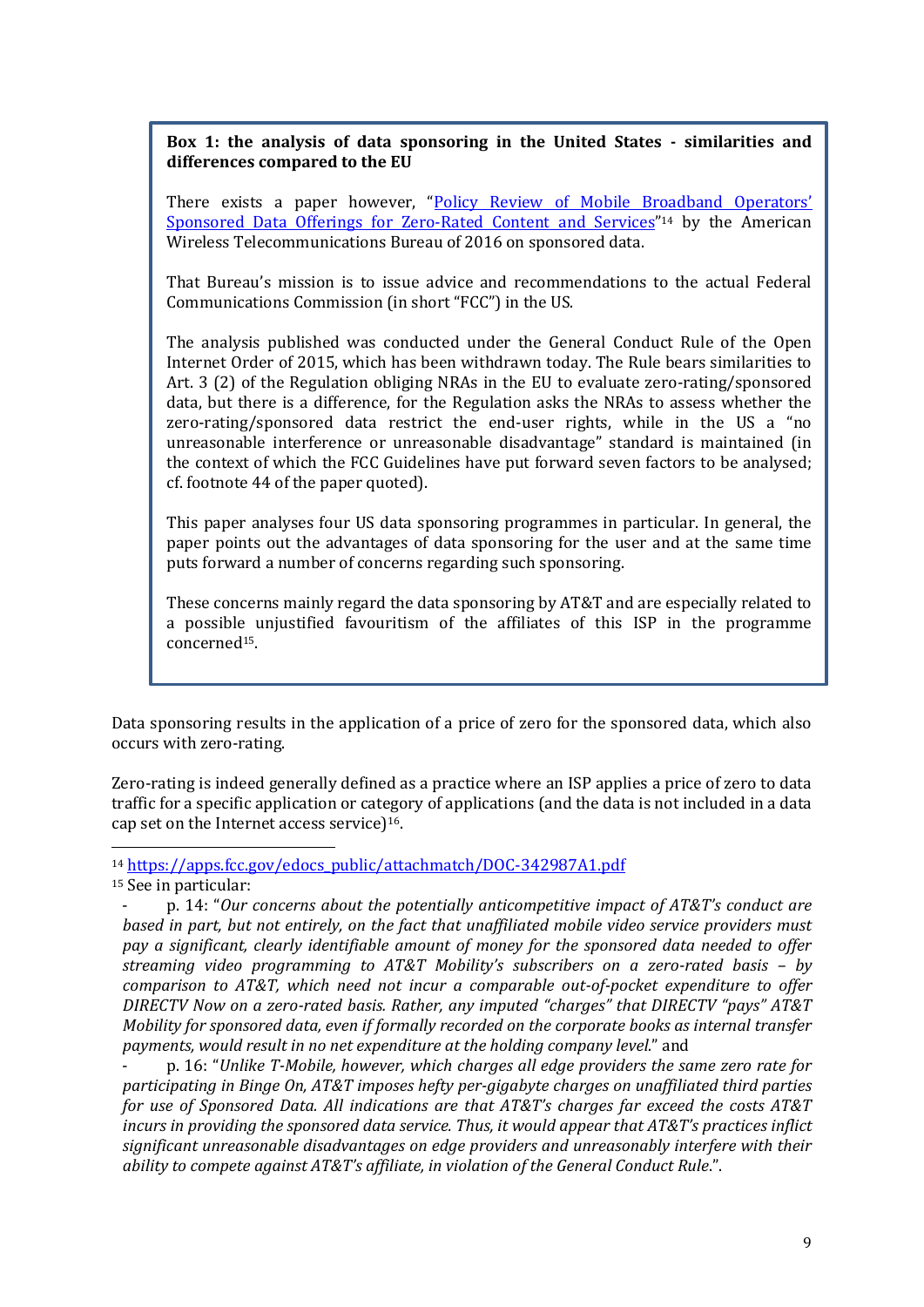**Box 1: the analysis of data sponsoring in the United States - similarities and differences compared to the EU**

There exists a paper however, "[Policy Review of Mobile Broadband Operators' Sponsored Data Offerings for Zero-Rated Content and Services](https://apps.fcc.gov/edocs_public/attachmatch/DOC-342987A1.pdf)"[14] by the American Wireless Telecommunications Bureau of 2016 on sponsored data.

That Bureau's mission is to issue advice and recommendations to the actual Federal Communications Commission (in short "FCC") in the US.

The analysis published was conducted under the General Conduct Rule of the Open Internet Order of 2015, which has been withdrawn today. The Rule bears similarities to Art. 3 (2) of the Regulation obliging NRAs in the EU to evaluate zero-rating/sponsored data, but there is a difference, for the Regulation asks the NRAs to assess whether the zero-rating/sponsored data restrict the end-user rights, while in the US a "no unreasonable interference or unreasonable disadvantage" standard is maintained (in the context of which the FCC Guidelines have put forward seven factors to be analysed; cf. footnote 44 of the paper quoted).

This paper analyses four US data sponsoring programmes in particular. In general, the paper points out the advantages of data sponsoring for the user and at the same time puts forward a number of concerns regarding such sponsoring.

These concerns mainly regard the data sponsoring by AT&T and are especially related to a possible unjustified favouritism of the affiliates of this ISP in the programme concerned[15].

Data sponsoring results in the application of a price of zero for the sponsored data, which also occurs with zero-rating.

Zero-rating is indeed generally defined as a practice where an ISP applies a price of zero to data traffic for a specific application or category of applications (and the data is not included in a data cap set on the Internet access service)[16].

---

[14] https://apps.fcc.gov/edocs_public/attachmatch/DOC-342987A1.pdf

[15] See in particular:

- p. 14: "*Our concerns about the potentially anticompetitive impact of AT&T's conduct are based in part, but not entirely, on the fact that unaffiliated mobile video service providers must pay a significant, clearly identifiable amount of money for the sponsored data needed to offer streaming video programming to AT&T Mobility's subscribers on a zero-rated basis – by comparison to AT&T, which need not incur a comparable out-of-pocket expenditure to offer DIRECTV Now on a zero-rated basis. Rather, any imputed "charges" that DIRECTV "pays" AT&T Mobility for sponsored data, even if formally recorded on the corporate books as internal transfer payments, would result in no net expenditure at the holding company level.*" and
- p. 16: "*Unlike T-Mobile, however, which charges all edge providers the same zero rate for participating in Binge On, AT&T imposes hefty per-gigabyte charges on unaffiliated third parties for use of Sponsored Data. All indications are that AT&T's charges far exceed the costs AT&T incurs in providing the sponsored data service. Thus, it would appear that AT&T's practices inflict significant unreasonable disadvantages on edge providers and unreasonably interfere with their ability to compete against AT&T's affiliate, in violation of the General Conduct Rule.*".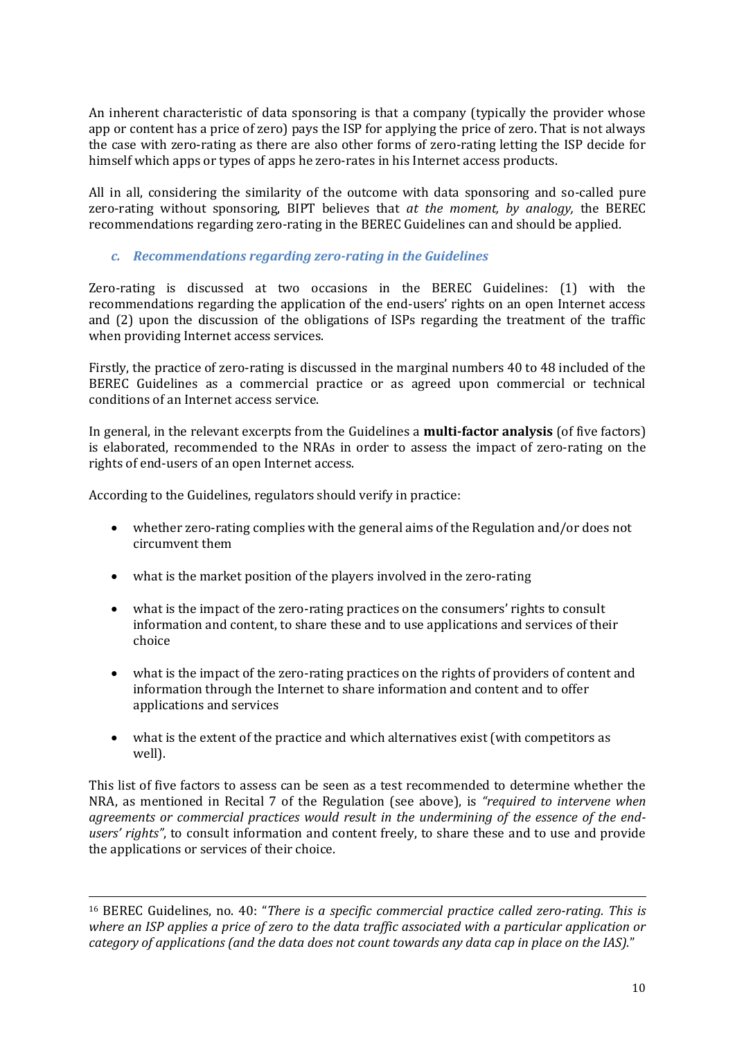An inherent characteristic of data sponsoring is that a company (typically the provider whose app or content has a price of zero) pays the ISP for applying the price of zero. That is not always the case with zero-rating as there are also other forms of zero-rating letting the ISP decide for himself which apps or types of apps he zero-rates in his Internet access products.

All in all, considering the similarity of the outcome with data sponsoring and so-called pure zero-rating without sponsoring, BIPT believes that *at the moment, by analogy,* the BEREC recommendations regarding zero-rating in the BEREC Guidelines can and should be applied.

### *c. Recommendations regarding zero-rating in the Guidelines*

Zero-rating is discussed at two occasions in the BEREC Guidelines: (1) with the recommendations regarding the application of the end-users' rights on an open Internet access and (2) upon the discussion of the obligations of ISPs regarding the treatment of the traffic when providing Internet access services.

Firstly, the practice of zero-rating is discussed in the marginal numbers 40 to 48 included of the BEREC Guidelines as a commercial practice or as agreed upon commercial or technical conditions of an Internet access service.

In general, in the relevant excerpts from the Guidelines a **multi-factor analysis** (of five factors) is elaborated, recommended to the NRAs in order to assess the impact of zero-rating on the rights of end-users of an open Internet access.

According to the Guidelines, regulators should verify in practice:

- whether zero-rating complies with the general aims of the Regulation and/or does not circumvent them
- what is the market position of the players involved in the zero-rating
- what is the impact of the zero-rating practices on the consumers' rights to consult information and content, to share these and to use applications and services of their choice
- what is the impact of the zero-rating practices on the rights of providers of content and information through the Internet to share information and content and to offer applications and services
- what is the extent of the practice and which alternatives exist (with competitors as well).

This list of five factors to assess can be seen as a test recommended to determine whether the NRA, as mentioned in Recital 7 of the Regulation (see above), is *"required to intervene when agreements or commercial practices would result in the undermining of the essence of the end-users' rights"*, to consult information and content freely, to share these and to use and provide the applications or services of their choice.

---

[16] BEREC Guidelines, no. 40: "*There is a specific commercial practice called zero-rating. This is where an ISP applies a price of zero to the data traffic associated with a particular application or category of applications (and the data does not count towards any data cap in place on the IAS).*"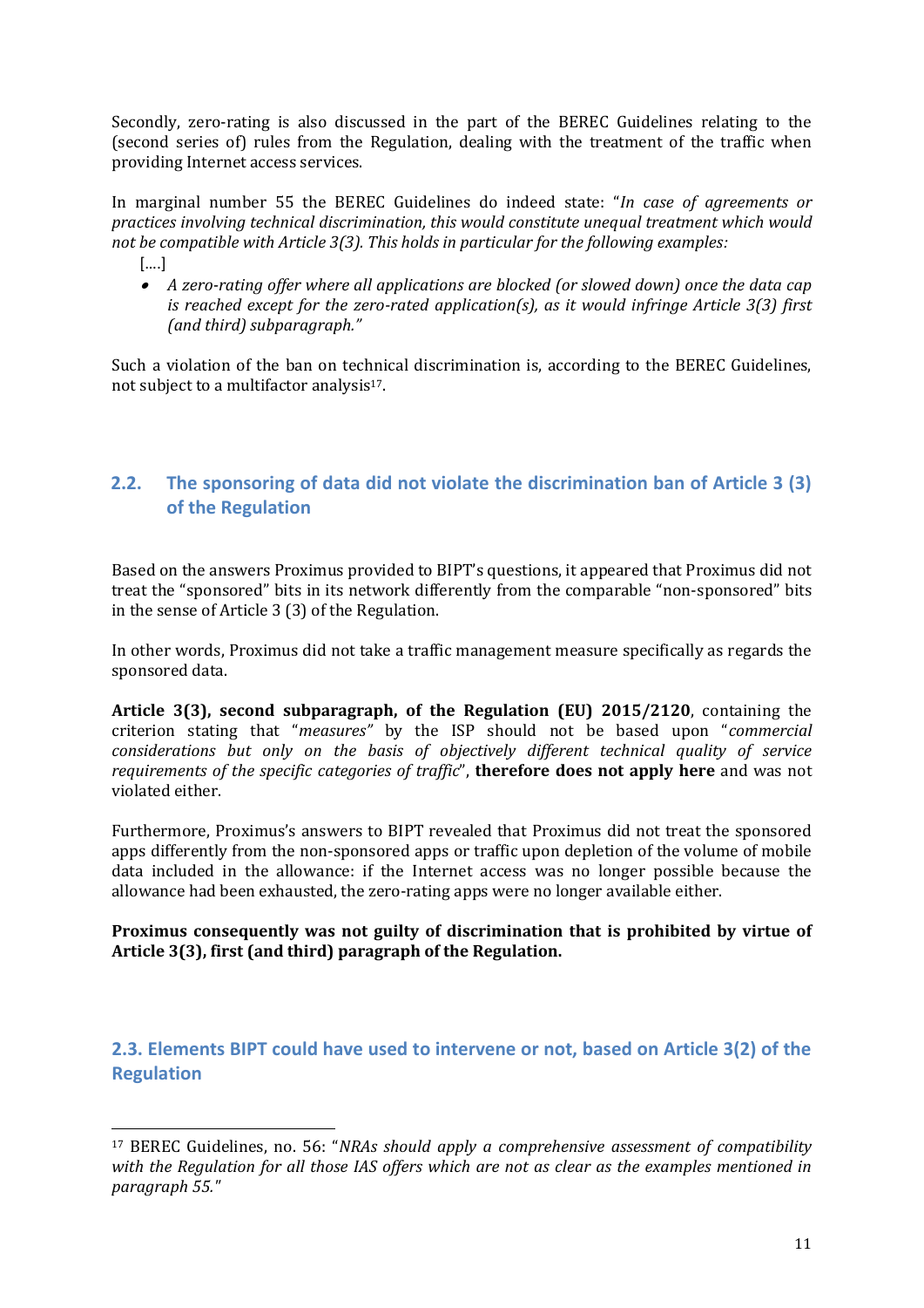Secondly, zero-rating is also discussed in the part of the BEREC Guidelines relating to the (second series of) rules from the Regulation, dealing with the treatment of the traffic when providing Internet access services.

In marginal number 55 the BEREC Guidelines do indeed state: "*In case of agreements or practices involving technical discrimination, this would constitute unequal treatment which would not be compatible with Article 3(3). This holds in particular for the following examples:*

[....]

- *A zero-rating offer where all applications are blocked (or slowed down) once the data cap is reached except for the zero-rated application(s), as it would infringe Article 3(3) first (and third) subparagraph."*

Such a violation of the ban on technical discrimination is, according to the BEREC Guidelines, not subject to a multifactor analysis[17].

## 2.2. The sponsoring of data did not violate the discrimination ban of Article 3 (3) of the Regulation

Based on the answers Proximus provided to BIPT's questions, it appeared that Proximus did not treat the "sponsored" bits in its network differently from the comparable "non-sponsored" bits in the sense of Article 3 (3) of the Regulation.

In other words, Proximus did not take a traffic management measure specifically as regards the sponsored data.

**Article 3(3), second subparagraph, of the Regulation (EU) 2015/2120**, containing the criterion stating that "*measures"* by the ISP should not be based upon "*commercial considerations but only on the basis of objectively different technical quality of service requirements of the specific categories of traffic*", **therefore does not apply here** and was not violated either.

Furthermore, Proximus's answers to BIPT revealed that Proximus did not treat the sponsored apps differently from the non-sponsored apps or traffic upon depletion of the volume of mobile data included in the allowance: if the Internet access was no longer possible because the allowance had been exhausted, the zero-rating apps were no longer available either.

**Proximus consequently was not guilty of discrimination that is prohibited by virtue of Article 3(3), first (and third) paragraph of the Regulation.**

## 2.3. Elements BIPT could have used to intervene or not, based on Article 3(2) of the Regulation

[17] BEREC Guidelines, no. 56: "*NRAs should apply a comprehensive assessment of compatibility with the Regulation for all those IAS offers which are not as clear as the examples mentioned in paragraph 55.*"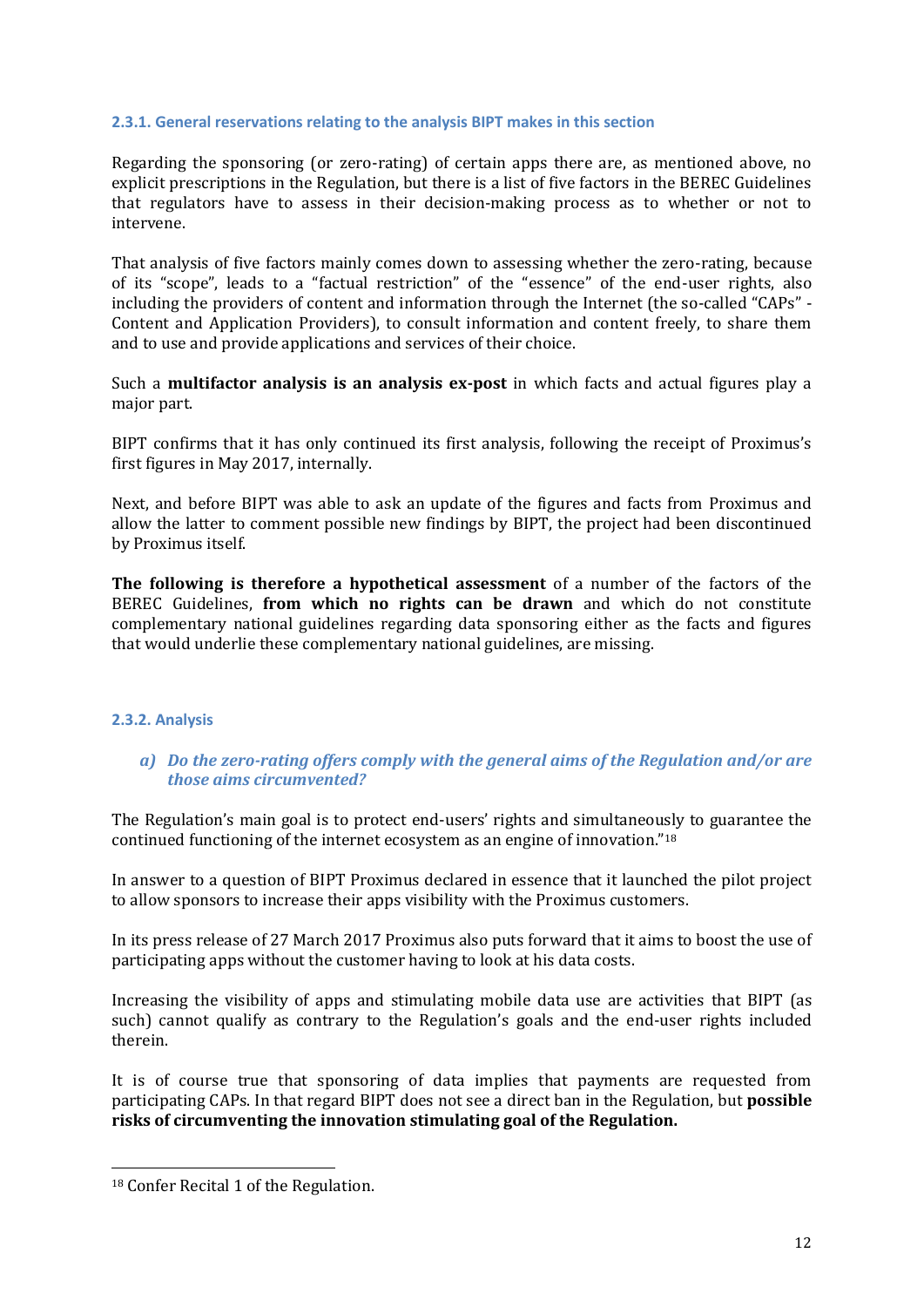### 2.3.1. General reservations relating to the analysis BIPT makes in this section

Regarding the sponsoring (or zero-rating) of certain apps there are, as mentioned above, no explicit prescriptions in the Regulation, but there is a list of five factors in the BEREC Guidelines that regulators have to assess in their decision-making process as to whether or not to intervene.

That analysis of five factors mainly comes down to assessing whether the zero-rating, because of its "scope", leads to a "factual restriction" of the "essence" of the end-user rights, also including the providers of content and information through the Internet (the so-called "CAPs" - Content and Application Providers), to consult information and content freely, to share them and to use and provide applications and services of their choice.

Such a **multifactor analysis is an analysis ex-post** in which facts and actual figures play a major part.

BIPT confirms that it has only continued its first analysis, following the receipt of Proximus's first figures in May 2017, internally.

Next, and before BIPT was able to ask an update of the figures and facts from Proximus and allow the latter to comment possible new findings by BIPT, the project had been discontinued by Proximus itself.

**The following is therefore a hypothetical assessment** of a number of the factors of the BEREC Guidelines, **from which no rights can be drawn** and which do not constitute complementary national guidelines regarding data sponsoring either as the facts and figures that would underlie these complementary national guidelines, are missing.

### 2.3.2. Analysis

#### *a) Do the zero-rating offers comply with the general aims of the Regulation and/or are those aims circumvented?*

The Regulation's main goal is to protect end-users' rights and simultaneously to guarantee the continued functioning of the internet ecosystem as an engine of innovation."[18]

In answer to a question of BIPT Proximus declared in essence that it launched the pilot project to allow sponsors to increase their apps visibility with the Proximus customers.

In its press release of 27 March 2017 Proximus also puts forward that it aims to boost the use of participating apps without the customer having to look at his data costs.

Increasing the visibility of apps and stimulating mobile data use are activities that BIPT (as such) cannot qualify as contrary to the Regulation's goals and the end-user rights included therein.

It is of course true that sponsoring of data implies that payments are requested from participating CAPs. In that regard BIPT does not see a direct ban in the Regulation, but **possible risks of circumventing the innovation stimulating goal of the Regulation.**

---

[18] Confer Recital 1 of the Regulation.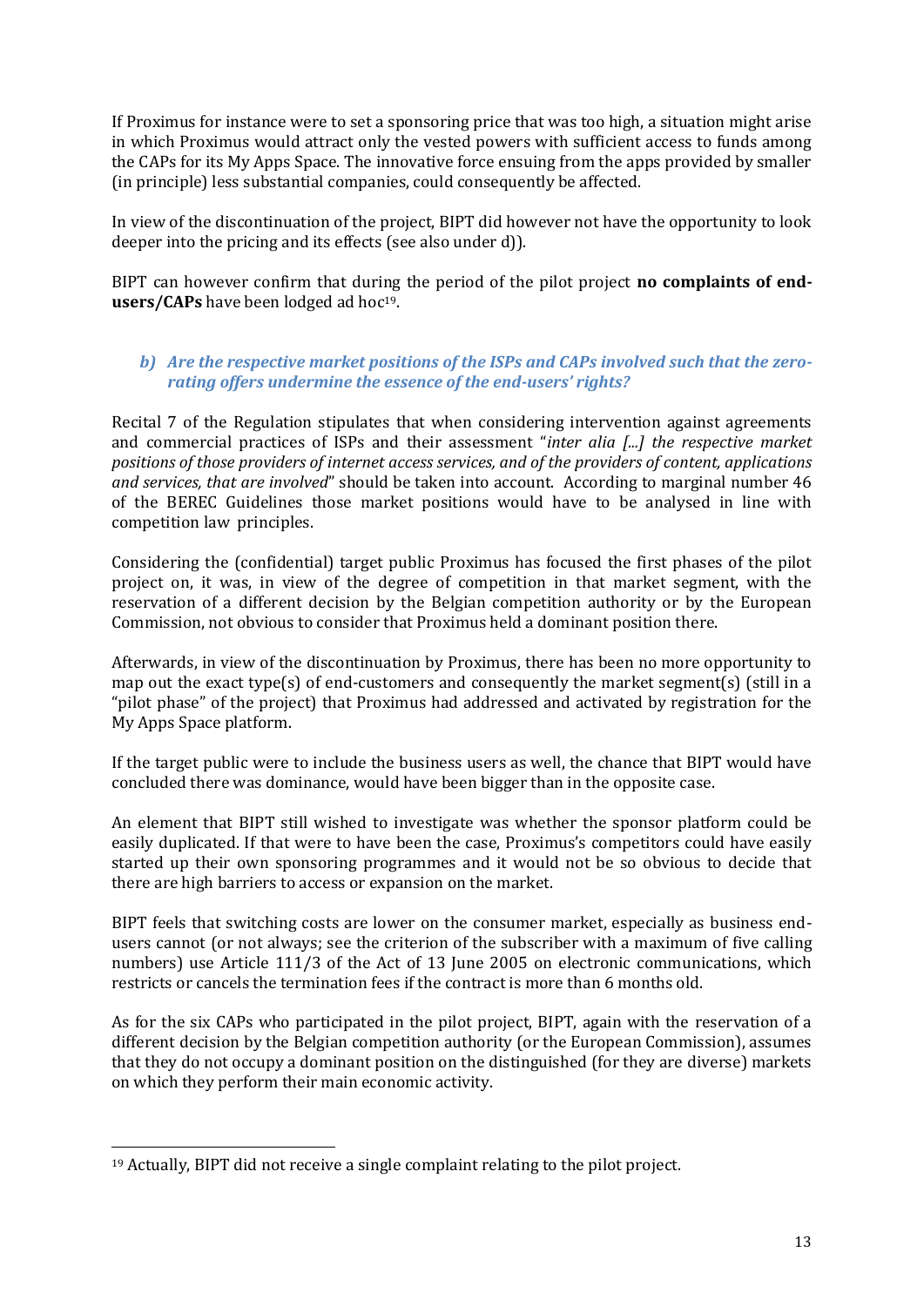If Proximus for instance were to set a sponsoring price that was too high, a situation might arise in which Proximus would attract only the vested powers with sufficient access to funds among the CAPs for its My Apps Space. The innovative force ensuing from the apps provided by smaller (in principle) less substantial companies, could consequently be affected.

In view of the discontinuation of the project, BIPT did however not have the opportunity to look deeper into the pricing and its effects (see also under d)).

BIPT can however confirm that during the period of the pilot project **no complaints of end-users/CAPs** have been lodged ad hoc[19].

### *b) Are the respective market positions of the ISPs and CAPs involved such that the zero-rating offers undermine the essence of the end-users' rights?*

Recital 7 of the Regulation stipulates that when considering intervention against agreements and commercial practices of ISPs and their assessment "*inter alia [...] the respective market positions of those providers of internet access services, and of the providers of content, applications and services, that are involved*" should be taken into account. According to marginal number 46 of the BEREC Guidelines those market positions would have to be analysed in line with competition law principles.

Considering the (confidential) target public Proximus has focused the first phases of the pilot project on, it was, in view of the degree of competition in that market segment, with the reservation of a different decision by the Belgian competition authority or by the European Commission, not obvious to consider that Proximus held a dominant position there.

Afterwards, in view of the discontinuation by Proximus, there has been no more opportunity to map out the exact type(s) of end-customers and consequently the market segment(s) (still in a "pilot phase" of the project) that Proximus had addressed and activated by registration for the My Apps Space platform.

If the target public were to include the business users as well, the chance that BIPT would have concluded there was dominance, would have been bigger than in the opposite case.

An element that BIPT still wished to investigate was whether the sponsor platform could be easily duplicated. If that were to have been the case, Proximus's competitors could have easily started up their own sponsoring programmes and it would not be so obvious to decide that there are high barriers to access or expansion on the market.

BIPT feels that switching costs are lower on the consumer market, especially as business end-users cannot (or not always; see the criterion of the subscriber with a maximum of five calling numbers) use Article 111/3 of the Act of 13 June 2005 on electronic communications, which restricts or cancels the termination fees if the contract is more than 6 months old.

As for the six CAPs who participated in the pilot project, BIPT, again with the reservation of a different decision by the Belgian competition authority (or the European Commission), assumes that they do not occupy a dominant position on the distinguished (for they are diverse) markets on which they perform their main economic activity.

[19] Actually, BIPT did not receive a single complaint relating to the pilot project.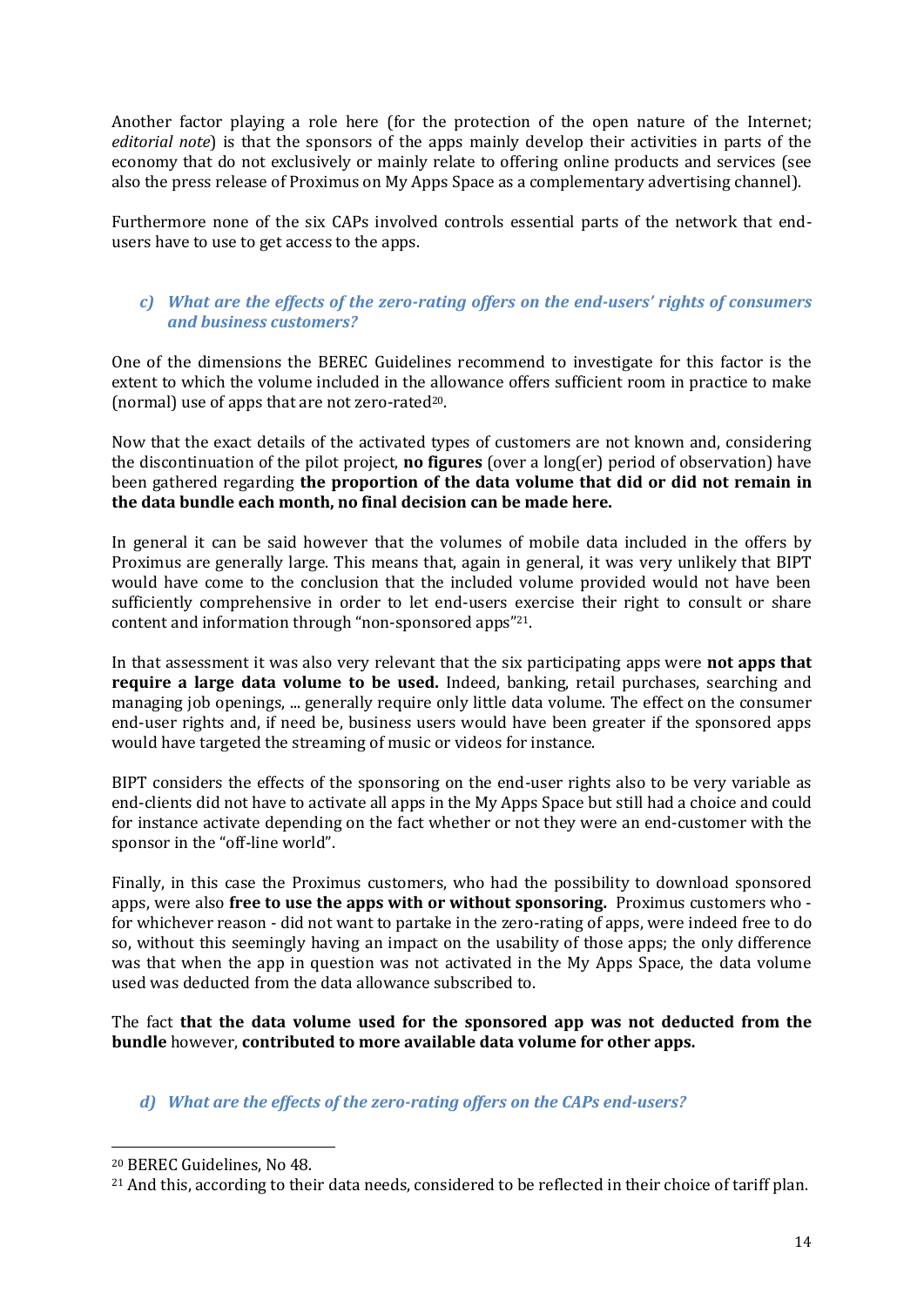Another factor playing a role here (for the protection of the open nature of the Internet; *editorial note*) is that the sponsors of the apps mainly develop their activities in parts of the economy that do not exclusively or mainly relate to offering online products and services (see also the press release of Proximus on My Apps Space as a complementary advertising channel).

Furthermore none of the six CAPs involved controls essential parts of the network that end-users have to use to get access to the apps.

### *c) What are the effects of the zero-rating offers on the end-users' rights of consumers and business customers?*

One of the dimensions the BEREC Guidelines recommend to investigate for this factor is the extent to which the volume included in the allowance offers sufficient room in practice to make (normal) use of apps that are not zero-rated[20].

Now that the exact details of the activated types of customers are not known and, considering the discontinuation of the pilot project, **no figures** (over a long(er) period of observation) have been gathered regarding **the proportion of the data volume that did or did not remain in the data bundle each month, no final decision can be made here.**

In general it can be said however that the volumes of mobile data included in the offers by Proximus are generally large. This means that, again in general, it was very unlikely that BIPT would have come to the conclusion that the included volume provided would not have been sufficiently comprehensive in order to let end-users exercise their right to consult or share content and information through "non-sponsored apps"[21].

In that assessment it was also very relevant that the six participating apps were **not apps that require a large data volume to be used.** Indeed, banking, retail purchases, searching and managing job openings, ... generally require only little data volume. The effect on the consumer end-user rights and, if need be, business users would have been greater if the sponsored apps would have targeted the streaming of music or videos for instance.

BIPT considers the effects of the sponsoring on the end-user rights also to be very variable as end-clients did not have to activate all apps in the My Apps Space but still had a choice and could for instance activate depending on the fact whether or not they were an end-customer with the sponsor in the "off-line world".

Finally, in this case the Proximus customers, who had the possibility to download sponsored apps, were also **free to use the apps with or without sponsoring.** Proximus customers who - for whichever reason - did not want to partake in the zero-rating of apps, were indeed free to do so, without this seemingly having an impact on the usability of those apps; the only difference was that when the app in question was not activated in the My Apps Space, the data volume used was deducted from the data allowance subscribed to.

The fact **that the data volume used for the sponsored app was not deducted from the bundle** however, **contributed to more available data volume for other apps.**

### *d) What are the effects of the zero-rating offers on the CAPs end-users?*

---

[20] BEREC Guidelines, No 48.

[21] And this, according to their data needs, considered to be reflected in their choice of tariff plan.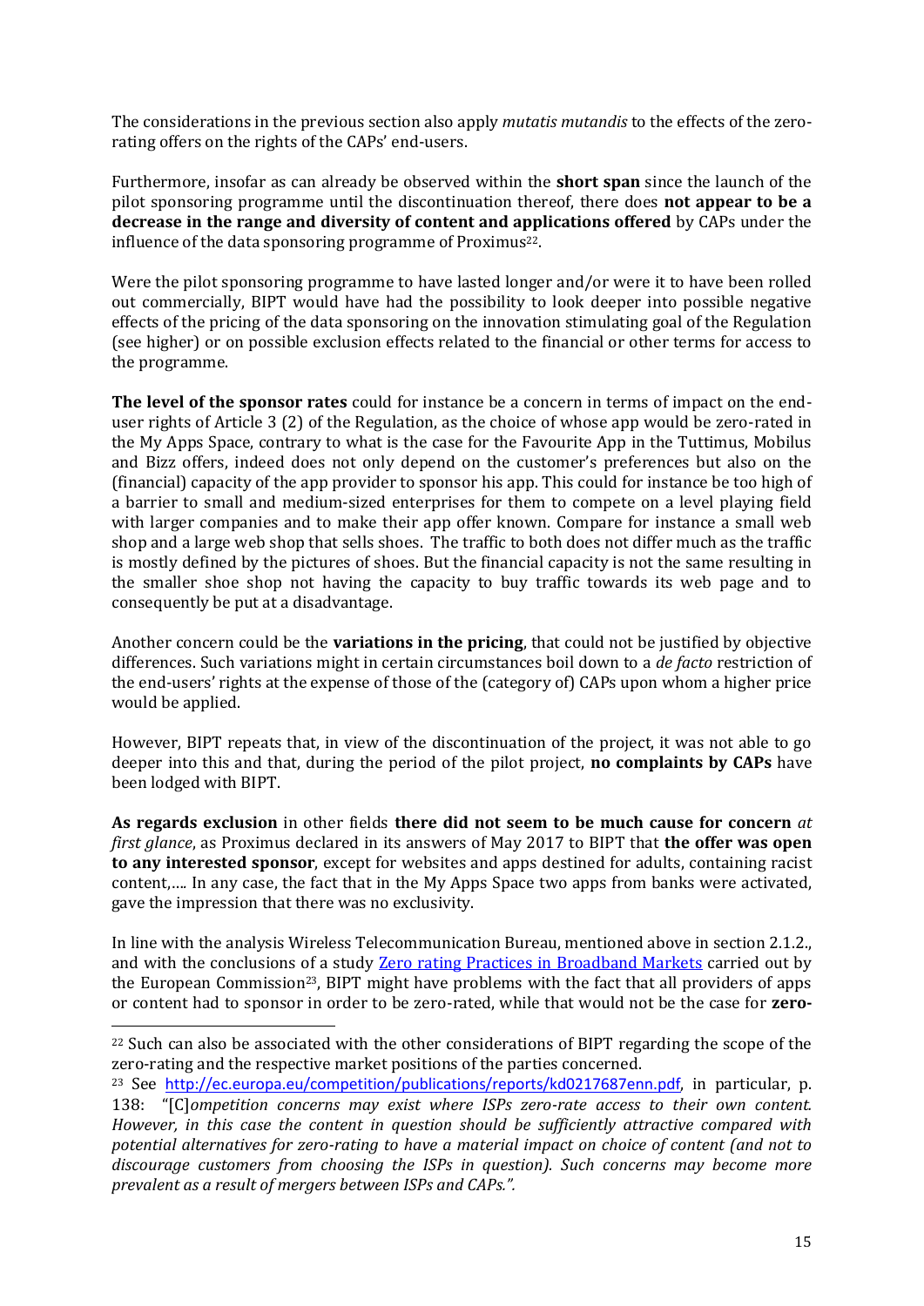The considerations in the previous section also apply *mutatis mutandis* to the effects of the zero-rating offers on the rights of the CAPs' end-users.

Furthermore, insofar as can already be observed within the **short span** since the launch of the pilot sponsoring programme until the discontinuation thereof, there does **not appear to be a decrease in the range and diversity of content and applications offered** by CAPs under the influence of the data sponsoring programme of Proximus[22].

Were the pilot sponsoring programme to have lasted longer and/or were it to have been rolled out commercially, BIPT would have had the possibility to look deeper into possible negative effects of the pricing of the data sponsoring on the innovation stimulating goal of the Regulation (see higher) or on possible exclusion effects related to the financial or other terms for access to the programme.

**The level of the sponsor rates** could for instance be a concern in terms of impact on the end-user rights of Article 3 (2) of the Regulation, as the choice of whose app would be zero-rated in the My Apps Space, contrary to what is the case for the Favourite App in the Tuttimus, Mobilus and Bizz offers, indeed does not only depend on the customer's preferences but also on the (financial) capacity of the app provider to sponsor his app. This could for instance be too high of a barrier to small and medium-sized enterprises for them to compete on a level playing field with larger companies and to make their app offer known. Compare for instance a small web shop and a large web shop that sells shoes. The traffic to both does not differ much as the traffic is mostly defined by the pictures of shoes. But the financial capacity is not the same resulting in the smaller shoe shop not having the capacity to buy traffic towards its web page and to consequently be put at a disadvantage.

Another concern could be the **variations in the pricing**, that could not be justified by objective differences. Such variations might in certain circumstances boil down to a *de facto* restriction of the end-users' rights at the expense of those of the (category of) CAPs upon whom a higher price would be applied.

However, BIPT repeats that, in view of the discontinuation of the project, it was not able to go deeper into this and that, during the period of the pilot project, **no complaints by CAPs** have been lodged with BIPT.

**As regards exclusion** in other fields **there did not seem to be much cause for concern** *at first glance*, as Proximus declared in its answers of May 2017 to BIPT that **the offer was open to any interested sponsor**, except for websites and apps destined for adults, containing racist content,…. In any case, the fact that in the My Apps Space two apps from banks were activated, gave the impression that there was no exclusivity.

In line with the analysis Wireless Telecommunication Bureau, mentioned above in section 2.1.2., and with the conclusions of a study [Zero rating Practices in Broadband Markets](http://ec.europa.eu/competition/publications/reports/kd0217687enn.pdf) carried out by the European Commission[23], BIPT might have problems with the fact that all providers of apps or content had to sponsor in order to be zero-rated, while that would not be the case for **zero-**

---

[22] Such can also be associated with the other considerations of BIPT regarding the scope of the zero-rating and the respective market positions of the parties concerned.

[23] See http://ec.europa.eu/competition/publications/reports/kd0217687enn.pdf, in particular, p. 138: "[C]*ompetition concerns may exist where ISPs zero-rate access to their own content. However, in this case the content in question should be sufficiently attractive compared with potential alternatives for zero-rating to have a material impact on choice of content (and not to discourage customers from choosing the ISPs in question). Such concerns may become more prevalent as a result of mergers between ISPs and CAPs.".*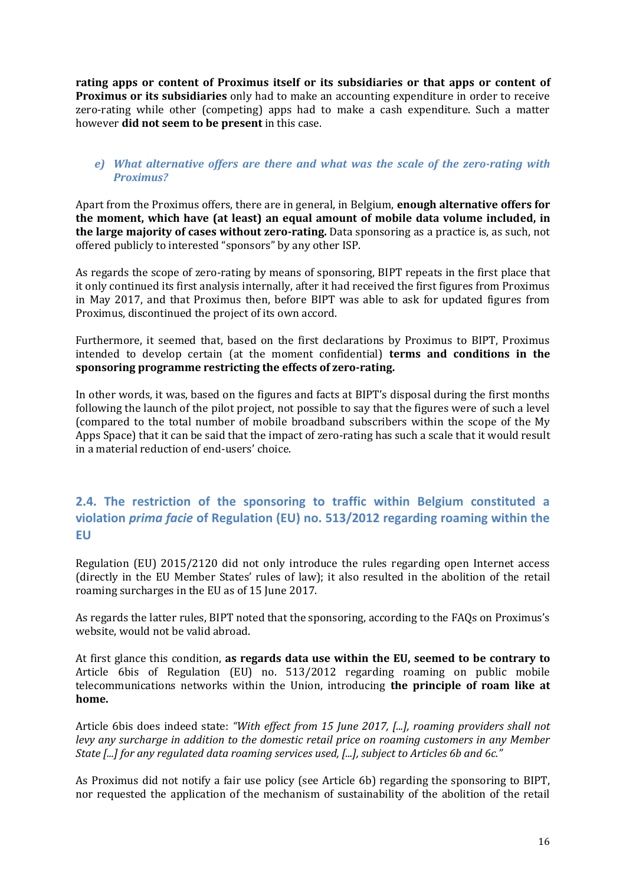**rating apps or content of Proximus itself or its subsidiaries or that apps or content of Proximus or its subsidiaries** only had to make an accounting expenditure in order to receive zero-rating while other (competing) apps had to make a cash expenditure. Such a matter however **did not seem to be present** in this case.

### *e) What alternative offers are there and what was the scale of the zero-rating with Proximus?*

Apart from the Proximus offers, there are in general, in Belgium, **enough alternative offers for the moment, which have (at least) an equal amount of mobile data volume included, in the large majority of cases without zero-rating.** Data sponsoring as a practice is, as such, not offered publicly to interested "sponsors" by any other ISP.

As regards the scope of zero-rating by means of sponsoring, BIPT repeats in the first place that it only continued its first analysis internally, after it had received the first figures from Proximus in May 2017, and that Proximus then, before BIPT was able to ask for updated figures from Proximus, discontinued the project of its own accord.

Furthermore, it seemed that, based on the first declarations by Proximus to BIPT, Proximus intended to develop certain (at the moment confidential) **terms and conditions in the sponsoring programme restricting the effects of zero-rating.**

In other words, it was, based on the figures and facts at BIPT's disposal during the first months following the launch of the pilot project, not possible to say that the figures were of such a level (compared to the total number of mobile broadband subscribers within the scope of the My Apps Space) that it can be said that the impact of zero-rating has such a scale that it would result in a material reduction of end-users' choice.

## 2.4. The restriction of the sponsoring to traffic within Belgium constituted a violation *prima facie* of Regulation (EU) no. 513/2012 regarding roaming within the EU

Regulation (EU) 2015/2120 did not only introduce the rules regarding open Internet access (directly in the EU Member States' rules of law); it also resulted in the abolition of the retail roaming surcharges in the EU as of 15 June 2017.

As regards the latter rules, BIPT noted that the sponsoring, according to the FAQs on Proximus's website, would not be valid abroad.

At first glance this condition, **as regards data use within the EU, seemed to be contrary to** Article 6bis of Regulation (EU) no. 513/2012 regarding roaming on public mobile telecommunications networks within the Union, introducing **the principle of roam like at home.**

Article 6bis does indeed state: *"With effect from 15 June 2017, [...], roaming providers shall not levy any surcharge in addition to the domestic retail price on roaming customers in any Member State [...] for any regulated data roaming services used, [...], subject to Articles 6b and 6c."*

As Proximus did not notify a fair use policy (see Article 6b) regarding the sponsoring to BIPT, nor requested the application of the mechanism of sustainability of the abolition of the retail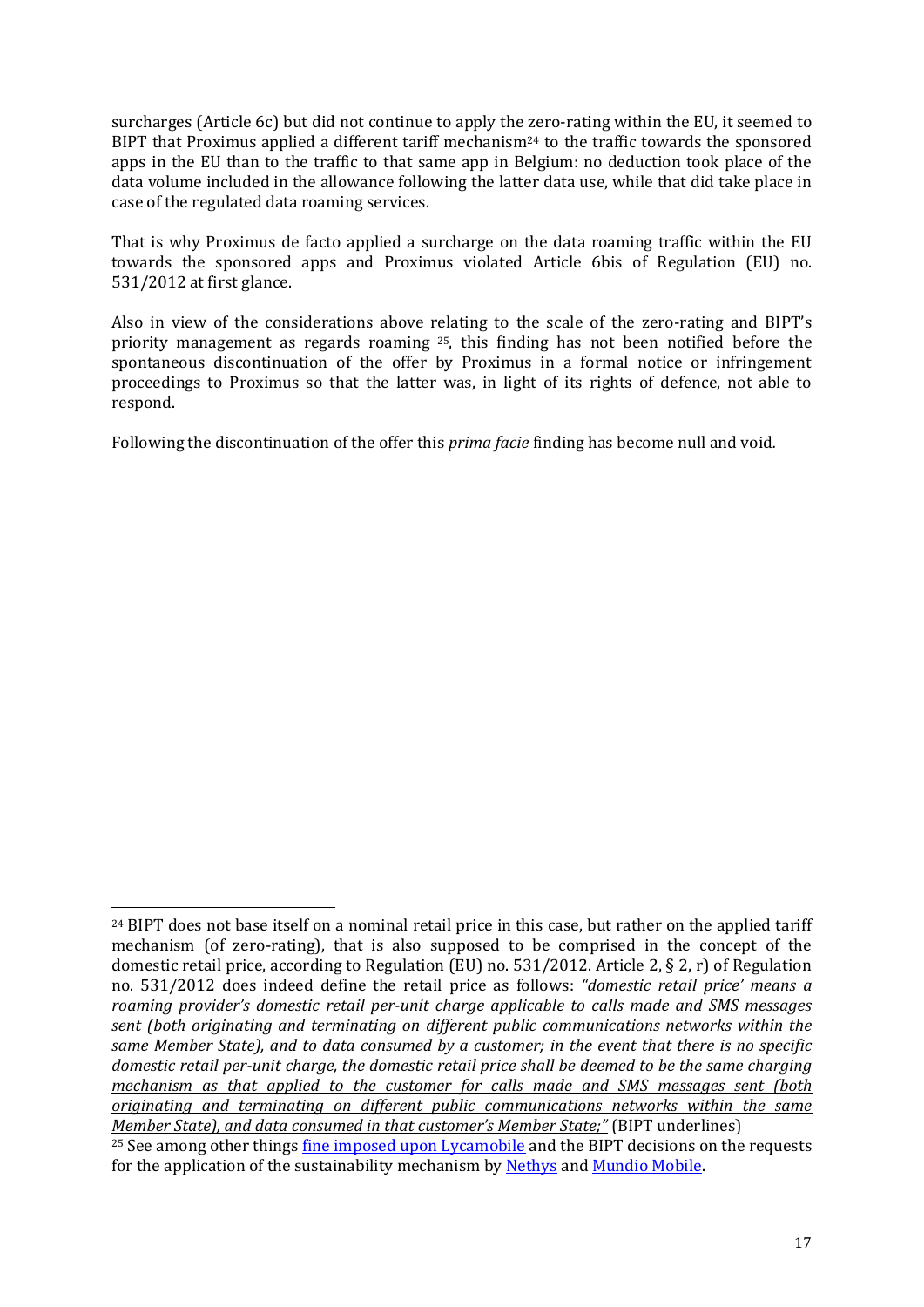surcharges (Article 6c) but did not continue to apply the zero-rating within the EU, it seemed to BIPT that Proximus applied a different tariff mechanism[24] to the traffic towards the sponsored apps in the EU than to the traffic to that same app in Belgium: no deduction took place of the data volume included in the allowance following the latter data use, while that did take place in case of the regulated data roaming services.

That is why Proximus de facto applied a surcharge on the data roaming traffic within the EU towards the sponsored apps and Proximus violated Article 6bis of Regulation (EU) no. 531/2012 at first glance.

Also in view of the considerations above relating to the scale of the zero-rating and BIPT's priority management as regards roaming [25], this finding has not been notified before the spontaneous discontinuation of the offer by Proximus in a formal notice or infringement proceedings to Proximus so that the latter was, in light of its rights of defence, not able to respond.

Following the discontinuation of the offer this *prima facie* finding has become null and void.

---

[24] BIPT does not base itself on a nominal retail price in this case, but rather on the applied tariff mechanism (of zero-rating), that is also supposed to be comprised in the concept of the domestic retail price, according to Regulation (EU) no. 531/2012. Article 2, § 2, r) of Regulation no. 531/2012 does indeed define the retail price as follows: *"domestic retail price' means a roaming provider's domestic retail per-unit charge applicable to calls made and SMS messages sent (both originating and terminating on different public communications networks within the same Member State), and to data consumed by a customer; <u>in the event that there is no specific domestic retail per-unit charge, the domestic retail price shall be deemed to be the same charging mechanism as that applied to the customer for calls made and SMS messages sent (both originating and terminating on different public communications networks within the same Member State), and data consumed in that customer's Member State;</u>"* (BIPT underlines)

[25] See among other things fine imposed upon Lycamobile and the BIPT decisions on the requests for the application of the sustainability mechanism by Nethys and Mundio Mobile.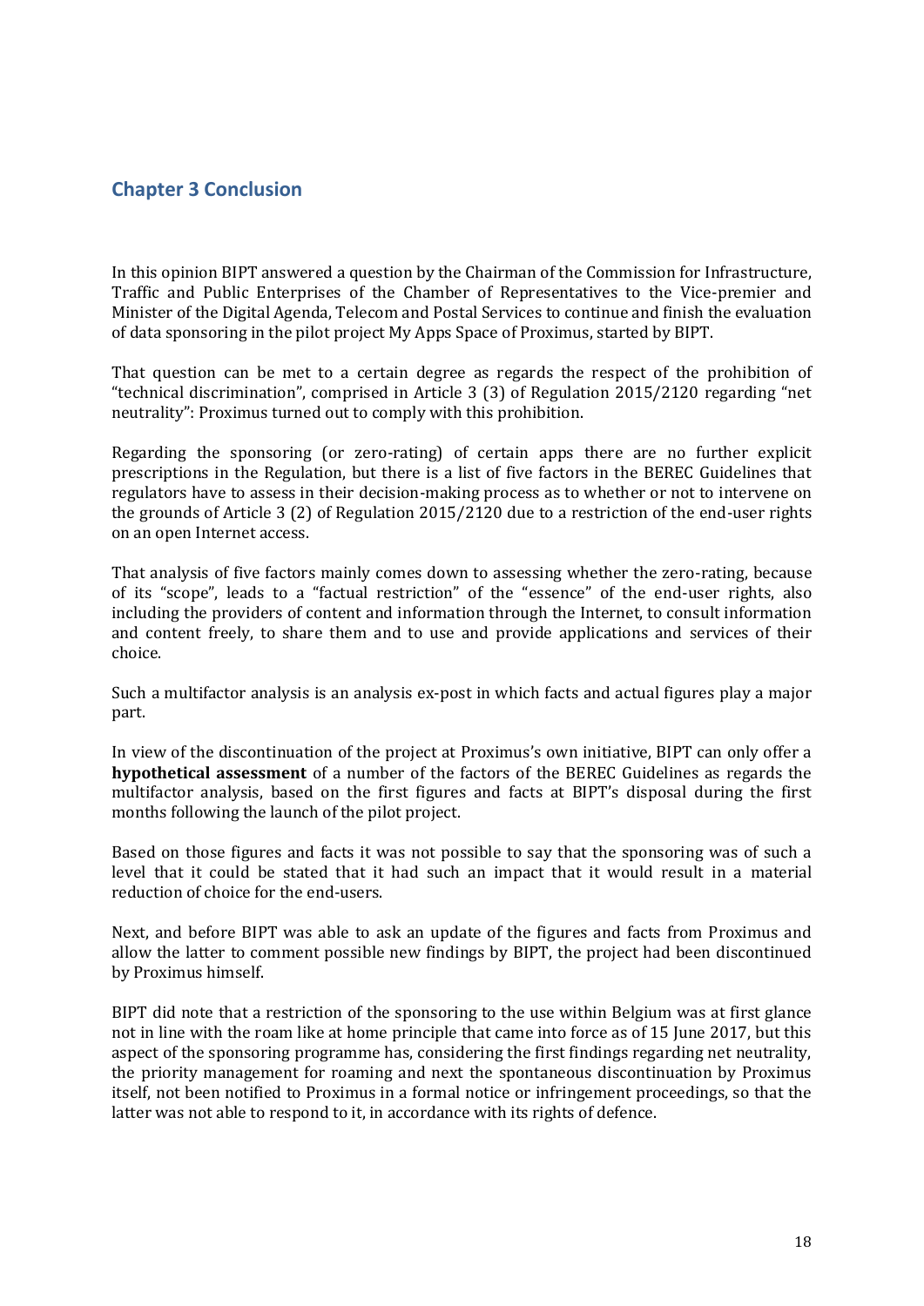# Chapter 3 Conclusion

In this opinion BIPT answered a question by the Chairman of the Commission for Infrastructure, Traffic and Public Enterprises of the Chamber of Representatives to the Vice-premier and Minister of the Digital Agenda, Telecom and Postal Services to continue and finish the evaluation of data sponsoring in the pilot project My Apps Space of Proximus, started by BIPT.

That question can be met to a certain degree as regards the respect of the prohibition of "technical discrimination", comprised in Article 3 (3) of Regulation 2015/2120 regarding "net neutrality": Proximus turned out to comply with this prohibition.

Regarding the sponsoring (or zero-rating) of certain apps there are no further explicit prescriptions in the Regulation, but there is a list of five factors in the BEREC Guidelines that regulators have to assess in their decision-making process as to whether or not to intervene on the grounds of Article 3 (2) of Regulation 2015/2120 due to a restriction of the end-user rights on an open Internet access.

That analysis of five factors mainly comes down to assessing whether the zero-rating, because of its "scope", leads to a "factual restriction" of the "essence" of the end-user rights, also including the providers of content and information through the Internet, to consult information and content freely, to share them and to use and provide applications and services of their choice.

Such a multifactor analysis is an analysis ex-post in which facts and actual figures play a major part.

In view of the discontinuation of the project at Proximus's own initiative, BIPT can only offer a **hypothetical assessment** of a number of the factors of the BEREC Guidelines as regards the multifactor analysis, based on the first figures and facts at BIPT's disposal during the first months following the launch of the pilot project.

Based on those figures and facts it was not possible to say that the sponsoring was of such a level that it could be stated that it had such an impact that it would result in a material reduction of choice for the end-users.

Next, and before BIPT was able to ask an update of the figures and facts from Proximus and allow the latter to comment possible new findings by BIPT, the project had been discontinued by Proximus himself.

BIPT did note that a restriction of the sponsoring to the use within Belgium was at first glance not in line with the roam like at home principle that came into force as of 15 June 2017, but this aspect of the sponsoring programme has, considering the first findings regarding net neutrality, the priority management for roaming and next the spontaneous discontinuation by Proximus itself, not been notified to Proximus in a formal notice or infringement proceedings, so that the latter was not able to respond to it, in accordance with its rights of defence.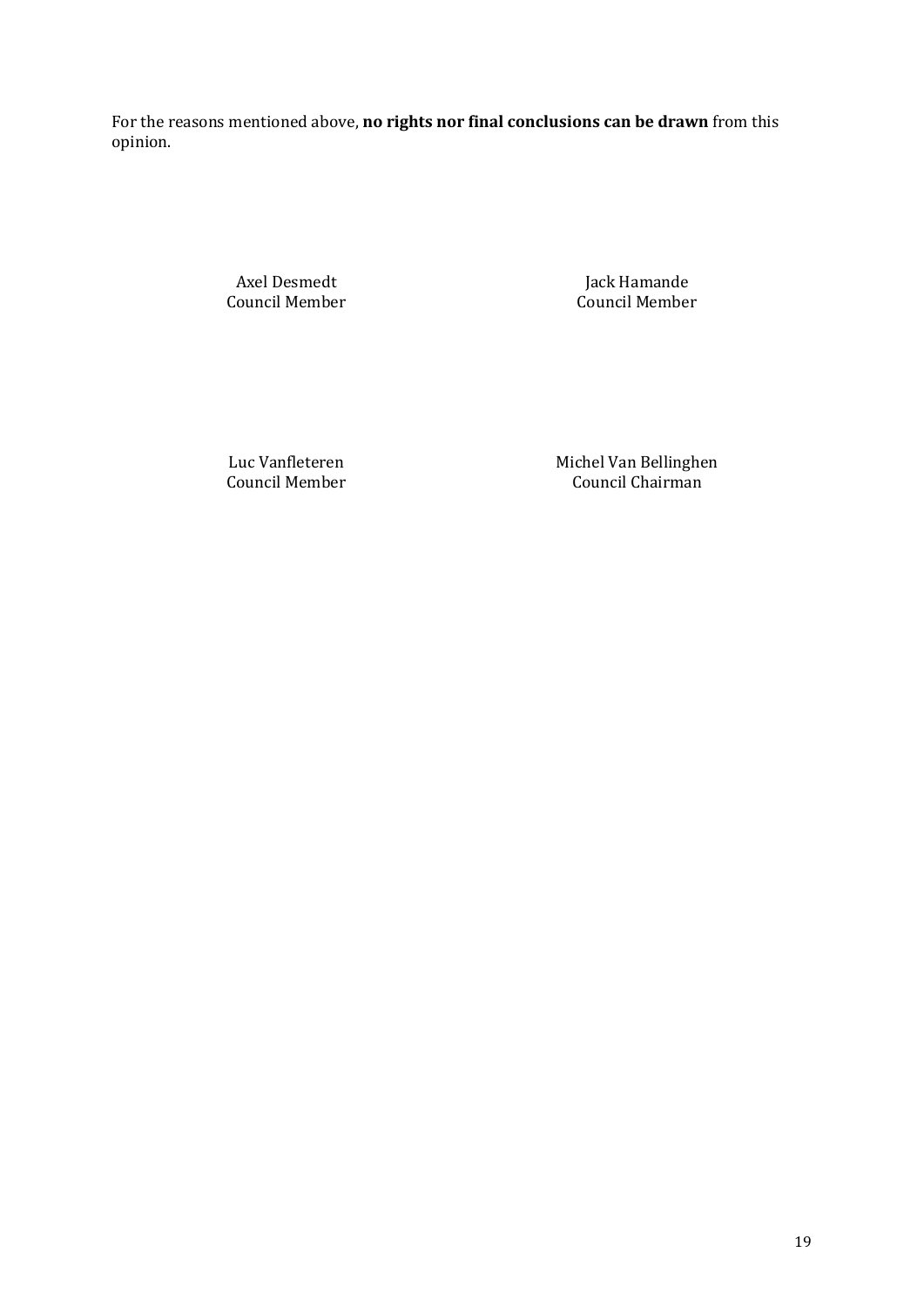For the reasons mentioned above, **no rights nor final conclusions can be drawn** from this opinion.

Axel Desmedt
Council Member

Jack Hamande
Council Member

Luc Vanfleteren
Council Member

Michel Van Bellinghen
Council Chairman